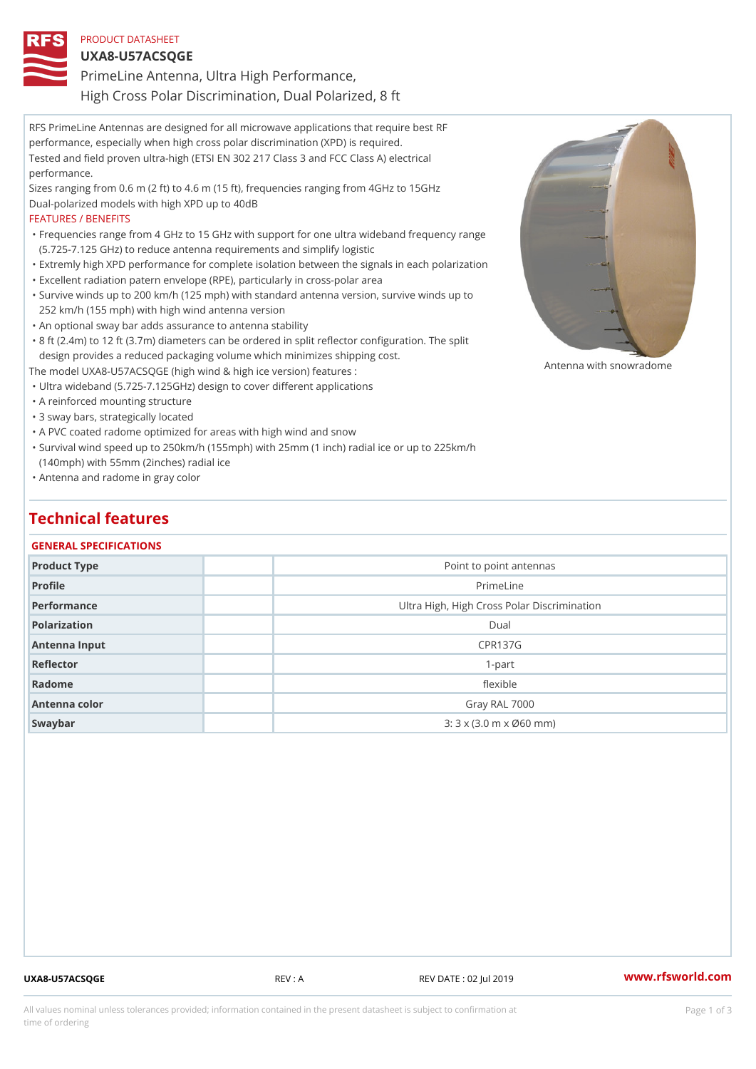PRODUCT DATASHEET

# UXA8-U57ACSQGE

## PrimeLine Antenna, Ultra High Performance, High Cross Polar Discrimination, Dual Polarized, 8 ft

RFS PrimeLine Antennas are designed for all microwave applications that require best RF performance, especially when high cross polar discrimination (XPD) is required.
Tested and field proven ultra-high (ETSI EN 302 217 Class 3 and FCC Class A) electrical performance.
Sizes ranging from 0.6 m (2 ft) to 4.6 m (15 ft), frequencies ranging from 4GHz to 15GHz
Dual-polarized models with high XPD up to 40dB

FEATURES / BENEFITS

- Frequencies range from 4 GHz to 15 GHz with support for one ultra wideband frequency range (5.725-7.125 GHz) to reduce antenna requirements and simplify logistic
- Extremly high XPD performance for complete isolation between the signals in each polarization
- Excellent radiation patern envelope (RPE), particularly in cross-polar area
- Survive winds up to 200 km/h (125 mph) with standard antenna version, survive winds up to 252 km/h (155 mph) with high wind antenna version
- An optional sway bar adds assurance to antenna stability
- 8 ft (2.4m) to 12 ft (3.7m) diameters can be ordered in split reflector configuration. The split design provides a reduced packaging volume which minimizes shipping cost.

The model UXA8-U57ACSQGE (high wind & high ice version) features :

- Ultra wideband (5.725-7.125GHz) design to cover different applications
- A reinforced mounting structure
- 3 sway bars, strategically located
- A PVC coated radome optimized for areas with high wind and snow
- Survival wind speed up to 250km/h (155mph) with 25mm (1 inch) radial ice or up to 225km/h (140mph) with 55mm (2inches) radial ice
- Antenna and radome in gray color

Antenna with snowradome

## Technical features

### GENERAL SPECIFICATIONS

| | | |
|---|---|---|
| Product Type | | Point to point antennas |
| Profile | | PrimeLine |
| Performance | | Ultra High, High Cross Polar Discrimination |
| Polarization | | Dual |
| Antenna Input | | CPR137G |
| Reflector | | 1-part |
| Radome | | flexible |
| Antenna color | | Gray RAL 7000 |
| Swaybar | | 3: 3 x (3.0 m x Ø60 mm) |

UXA8-U57ACSQGE REV : A REV DATE : 02 Jul 2019 www.rfsworld.com

All values nominal unless tolerances provided; information contained in the present datasheet is subject to confirmation at time of ordering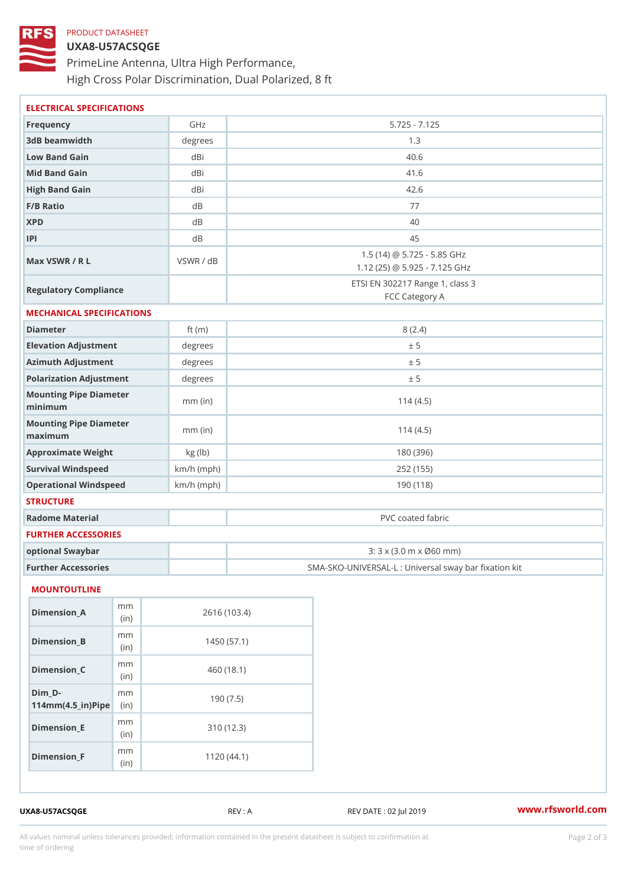PRODUCT DATASHEET

# UXA8-U57ACSQGE

PrimeLine Antenna, Ultra High Performance,
High Cross Polar Discrimination, Dual Polarized, 8 ft

## ELECTRICAL SPECIFICATIONS

| | | |
|---|---|---|
| **Frequency** | GHz | 5.725 - 7.125 |
| **3dB beamwidth** | degrees | 1.3 |
| **Low Band Gain** | dBi | 40.6 |
| **Mid Band Gain** | dBi | 41.6 |
| **High Band Gain** | dBi | 42.6 |
| **F/B Ratio** | dB | 77 |
| **XPD** | dB | 40 |
| **IPI** | dB | 45 |
| **Max VSWR / R L** | VSWR / dB | 1.5 (14) @ 5.725 - 5.85 GHz<br>1.12 (25) @ 5.925 - 7.125 GHz |
| **Regulatory Compliance** | | ETSI EN 302217 Range 1, class 3<br>FCC Category A |

## MECHANICAL SPECIFICATIONS

| | | |
|---|---|---|
| **Diameter** | ft (m) | 8 (2.4) |
| **Elevation Adjustment** | degrees | ± 5 |
| **Azimuth Adjustment** | degrees | ± 5 |
| **Polarization Adjustment** | degrees | ± 5 |
| **Mounting Pipe Diameter minimum** | mm (in) | 114 (4.5) |
| **Mounting Pipe Diameter maximum** | mm (in) | 114 (4.5) |
| **Approximate Weight** | kg (lb) | 180 (396) |
| **Survival Windspeed** | km/h (mph) | 252 (155) |
| **Operational Windspeed** | km/h (mph) | 190 (118) |

## STRUCTURE

| | | |
|---|---|---|
| **Radome Material** | | PVC coated fabric |

## FURTHER ACCESSORIES

| | | |
|---|---|---|
| **optional Swaybar** | | 3: 3 x (3.0 m x Ø60 mm) |
| **Further Accessories** | | SMA-SKO-UNIVERSAL-L : Universal sway bar fixation kit |

## MOUNTOUTLINE

| | | |
|---|---|---|
| **Dimension_A** | mm (in) | 2616 (103.4) |
| **Dimension_B** | mm (in) | 1450 (57.1) |
| **Dimension_C** | mm (in) | 460 (18.1) |
| **Dim_D-114mm(4.5_in)Pipe** | mm (in) | 190 (7.5) |
| **Dimension_E** | mm (in) | 310 (12.3) |
| **Dimension_F** | mm (in) | 1120 (44.1) |

UXA8-U57ACSQGE REV : A REV DATE : 02 Jul 2019 www.rfsworld.com

All values nominal unless tolerances provided; information contained in the present datasheet is subject to confirmation at time of ordering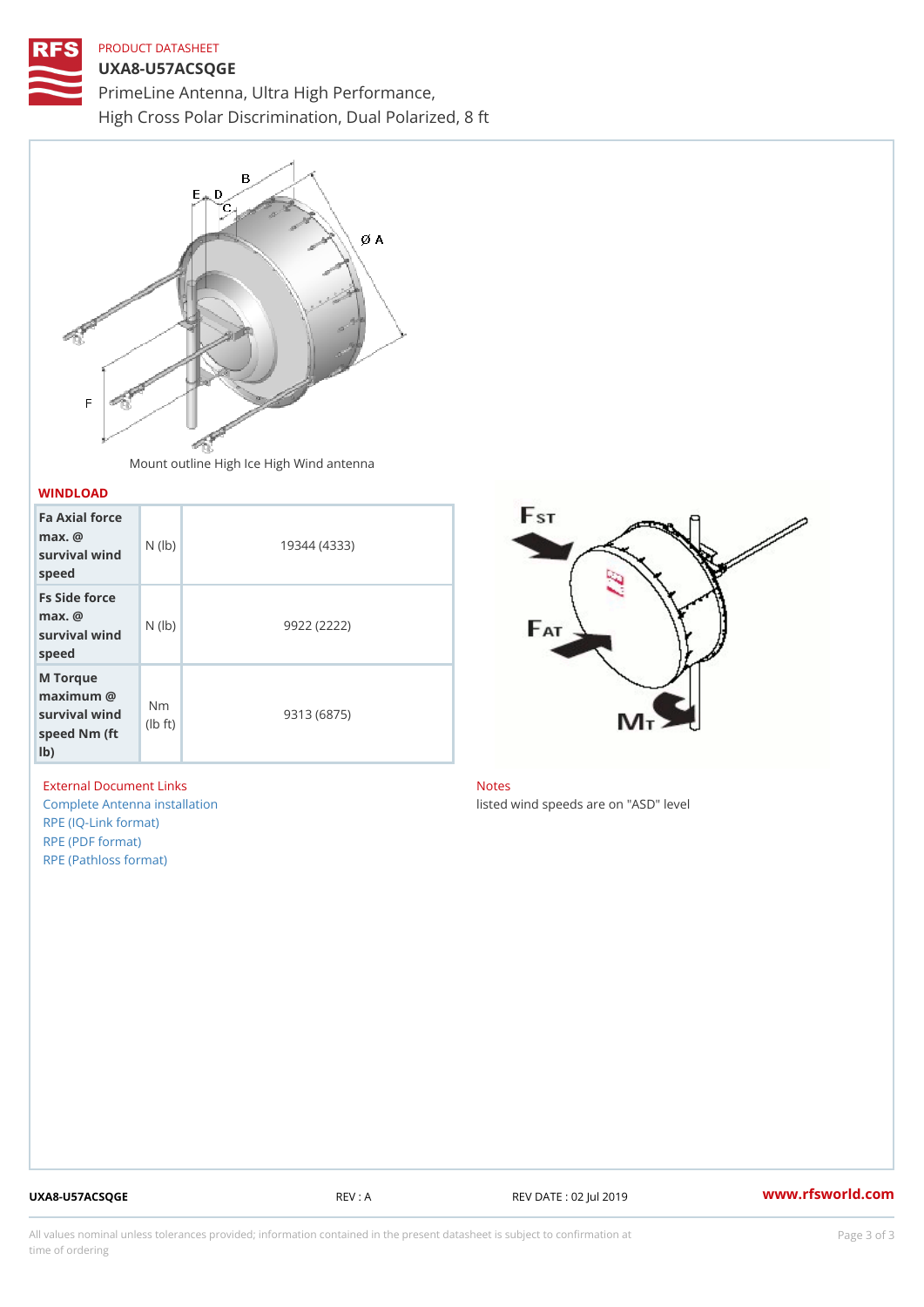PRODUCT DATASHEET

# UXA8-U57ACSQGE

PrimeLine Antenna, Ultra High Performance, High Cross Polar Discrimination, Dual Polarized, 8 ft

B
E D
C
Ø A
F

Mount outline High Ice High Wind antenna

## WINDLOAD

| | | |
|---|---|---|
| Fa Axial force max. @ survival wind speed | N (lb) | 19344 (4333) |
| Fs Side force max. @ survival wind speed | N (lb) | 9922 (2222) |
| M Torque maximum @ survival wind speed Nm (ft lb) | Nm (lb ft) | 9313 (6875) |

FST
FAT
MT

### External Document Links

Complete Antenna installation
RPE (IQ-Link format)
RPE (PDF format)
RPE (Pathloss format)

### Notes

listed wind speeds are on "ASD" level

UXA8-U57ACSQGE REV : A REV DATE : 02 Jul 2019 www.rfsworld.com

All values nominal unless tolerances provided; information contained in the present datasheet is subject to confirmation at time of ordering